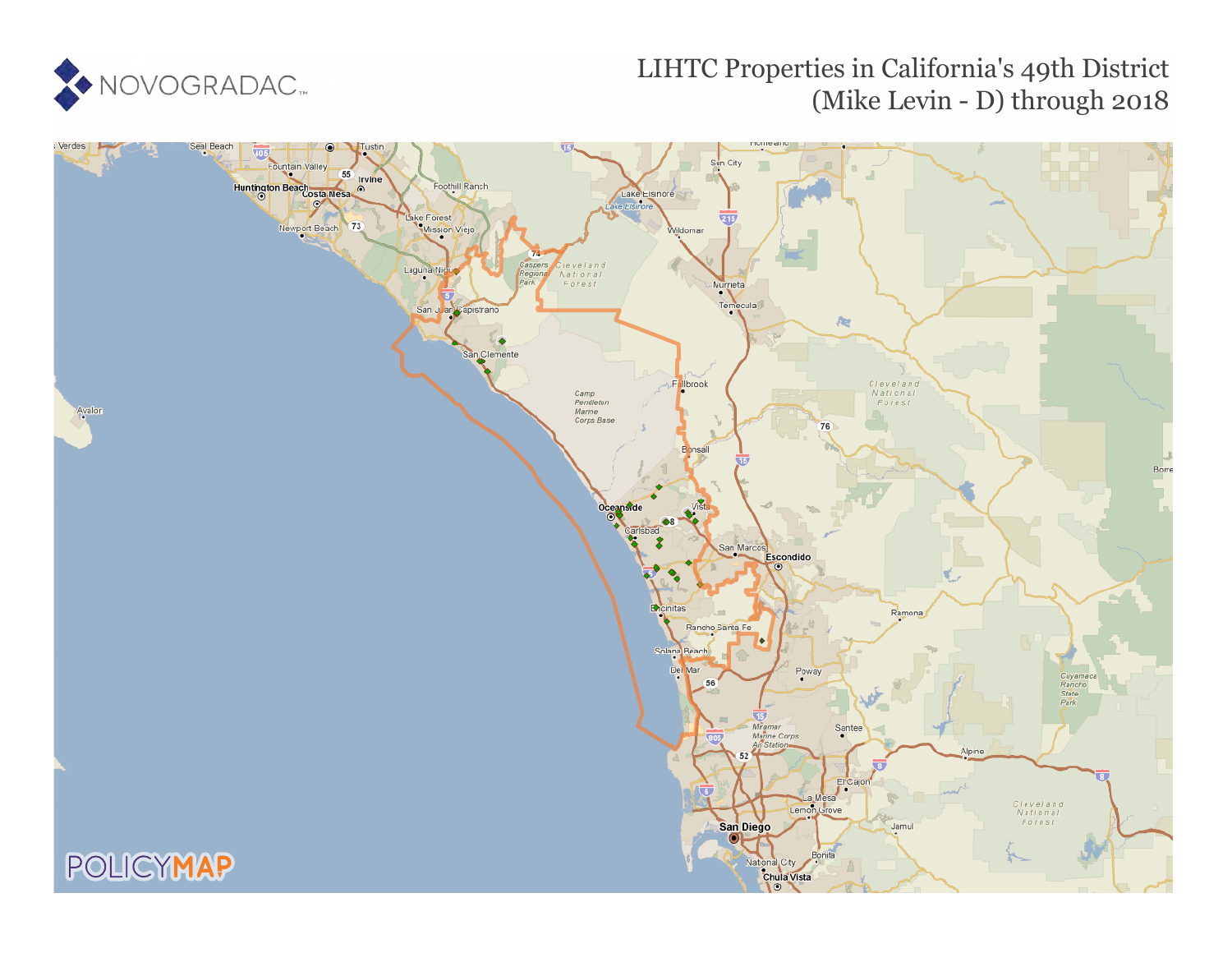# LHTC Properties in California's 49th District (Mike Levin - D) through 2018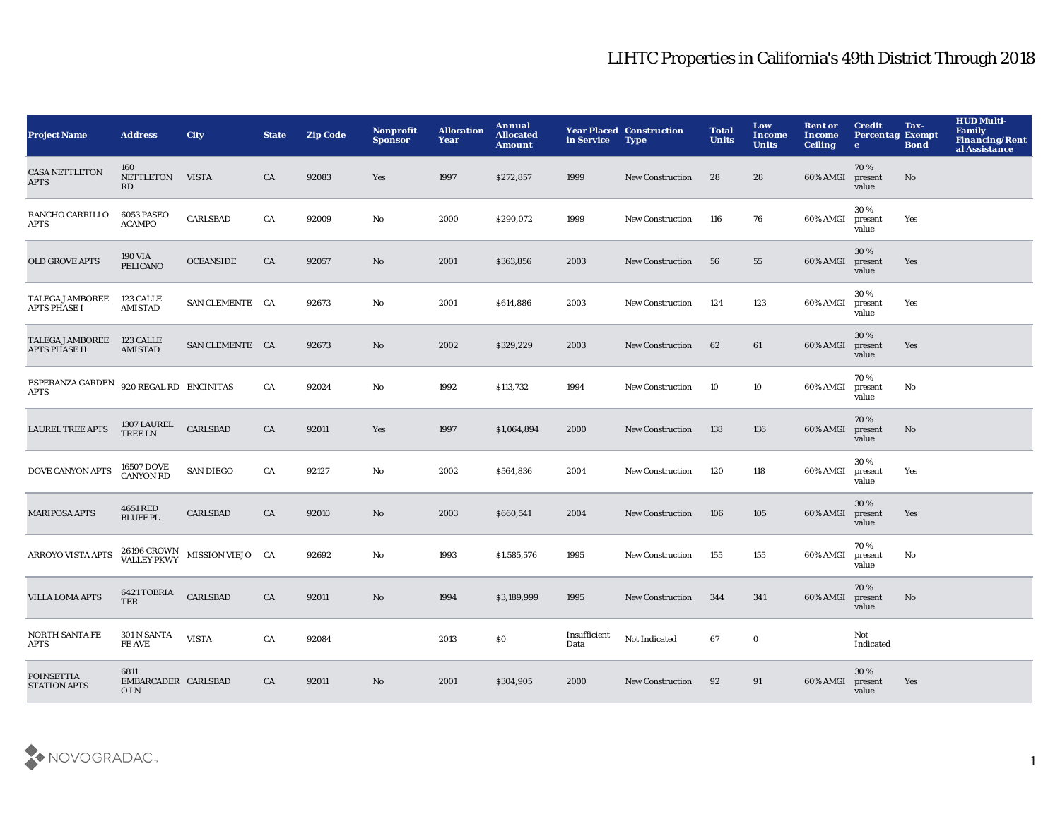# LIHTC Properties in California's 49th District Through 2018

| Project Name | Address | City | State | Zip Code | Nonprofit Sponsor | Allocation Year | Annual Allocated Amount | Year Placed in Service | Construction Type | Total Units | Low Income Units | Rent or Income Ceiling | Credit Percentage | Tax-Exempt Bond | HUD Multi-Family Financing/Rental Assistance |
|---|---|---|---|---|---|---|---|---|---|---|---|---|---|---|---|
| CASA NETTLETON APTS | 160 NETTLETON RD | VISTA | CA | 92083 | Yes | 1997 | $272,857 | 1999 | New Construction | 28 | 28 | 60% AMGI | 70 % present value | No | |
| RANCHO CARRILLO APTS | 6053 PASEO ACAMPO | CARLSBAD | CA | 92009 | No | 2000 | $290,072 | 1999 | New Construction | 116 | 76 | 60% AMGI | 30 % present value | Yes | |
| OLD GROVE APTS | 190 VIA PELICANO | OCEANSIDE | CA | 92057 | No | 2001 | $363,856 | 2003 | New Construction | 56 | 55 | 60% AMGI | 30 % present value | Yes | |
| TALEGA JAMBOREE APTS PHASE I | 123 CALLE AMISTAD | SAN CLEMENTE | CA | 92673 | No | 2001 | $614,886 | 2003 | New Construction | 124 | 123 | 60% AMGI | 30 % present value | Yes | |
| TALEGA JAMBOREE APTS PHASE II | 123 CALLE AMISTAD | SAN CLEMENTE | CA | 92673 | No | 2002 | $329,229 | 2003 | New Construction | 62 | 61 | 60% AMGI | 30 % present value | Yes | |
| ESPERANZA GARDEN APTS | 920 REGAL RD | ENCINITAS | CA | 92024 | No | 1992 | $113,732 | 1994 | New Construction | 10 | 10 | 60% AMGI | 70 % present value | No | |
| LAUREL TREE APTS | 1307 LAUREL TREE LN | CARLSBAD | CA | 92011 | Yes | 1997 | $1,064,894 | 2000 | New Construction | 138 | 136 | 60% AMGI | 70 % present value | No | |
| DOVE CANYON APTS | 16507 DOVE CANYON RD | SAN DIEGO | CA | 92127 | No | 2002 | $564,836 | 2004 | New Construction | 120 | 118 | 60% AMGI | 30 % present value | Yes | |
| MARIPOSA APTS | 4651 RED BLUFF PL | CARLSBAD | CA | 92010 | No | 2003 | $660,541 | 2004 | New Construction | 106 | 105 | 60% AMGI | 30 % present value | Yes | |
| ARROYO VISTA APTS | 26196 CROWN VALLEY PKWY | MISSION VIEJO | CA | 92692 | No | 1993 | $1,585,576 | 1995 | New Construction | 155 | 155 | 60% AMGI | 70 % present value | No | |
| VILLA LOMA APTS | 6421 TOBRIA TER | CARLSBAD | CA | 92011 | No | 1994 | $3,189,999 | 1995 | New Construction | 344 | 341 | 60% AMGI | 70 % present value | No | |
| NORTH SANTA FE APTS | 301 N SANTA FE AVE | VISTA | CA | 92084 | | 2013 | $0 | Insufficient Data | Not Indicated | 67 | 0 | | Not Indicated | | |
| POINSETTIA STATION APTS | 6811 EMBARCADERO LN | CARLSBAD | CA | 92011 | No | 2001 | $304,905 | 2000 | New Construction | 92 | 91 | 60% AMGI | 30 % present value | Yes | |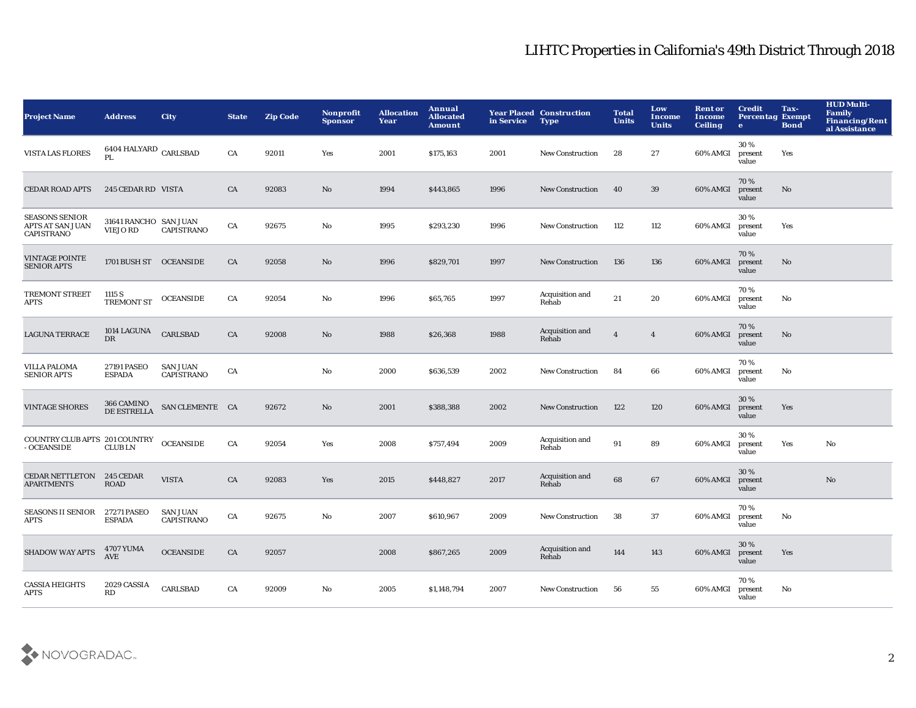## LIHTC Properties in California's 49th District Through 2018

| Project Name | Address | City | State | Zip Code | Nonprofit Sponsor | Allocation Year | Annual Allocated Amount | Year Placed in Service | Construction Type | Total Units | Low Income Units | Rent or Income Ceiling | Credit Percentage | Tax-Exempt Bond | HUD Multi-Family Financing/Rental Assistance |
|---|---|---|---|---|---|---|---|---|---|---|---|---|---|---|---|
| VISTA LAS FLORES | 6404 HALYARD PL | CARLSBAD | CA | 92011 | Yes | 2001 | $175,163 | 2001 | New Construction | 28 | 27 | 60% AMGI | 30 % present value | Yes | |
| CEDAR ROAD APTS | 245 CEDAR RD | VISTA | CA | 92083 | No | 1994 | $443,865 | 1996 | New Construction | 40 | 39 | 60% AMGI | 70 % present value | No | |
| SEASONS SENIOR APTS AT SAN JUAN CAPISTRANO | 31641 RANCHO VIEJO RD | SAN JUAN CAPISTRANO | CA | 92675 | No | 1995 | $293,230 | 1996 | New Construction | 112 | 112 | 60% AMGI | 30 % present value | Yes | |
| VINTAGE POINTE SENIOR APTS | 1701 BUSH ST | OCEANSIDE | CA | 92058 | No | 1996 | $829,701 | 1997 | New Construction | 136 | 136 | 60% AMGI | 70 % present value | No | |
| TREMONT STREET APTS | 1115 S TREMONT ST | OCEANSIDE | CA | 92054 | No | 1996 | $65,765 | 1997 | Acquisition and Rehab | 21 | 20 | 60% AMGI | 70 % present value | No | |
| LAGUNA TERRACE | 1014 LAGUNA DR | CARLSBAD | CA | 92008 | No | 1988 | $26,368 | 1988 | Acquisition and Rehab | 4 | 4 | 60% AMGI | 70 % present value | No | |
| VILLA PALOMA SENIOR APTS | 27191 PASEO ESPADA | SAN JUAN CAPISTRANO | CA | | No | 2000 | $636,539 | 2002 | New Construction | 84 | 66 | 60% AMGI | 70 % present value | No | |
| VINTAGE SHORES | 366 CAMINO DE ESTRELLA | SAN CLEMENTE | CA | 92672 | No | 2001 | $388,388 | 2002 | New Construction | 122 | 120 | 60% AMGI | 30 % present value | Yes | |
| COUNTRY CLUB APTS - OCEANSIDE | 201 COUNTRY CLUB LN | OCEANSIDE | CA | 92054 | Yes | 2008 | $757,494 | 2009 | Acquisition and Rehab | 91 | 89 | 60% AMGI | 30 % present value | Yes | No |
| CEDAR NETTLETON APARTMENTS | 245 CEDAR ROAD | VISTA | CA | 92083 | Yes | 2015 | $448,827 | 2017 | Acquisition and Rehab | 68 | 67 | 60% AMGI | 30 % present value | | No |
| SEASONS II SENIOR APTS | 27271 PASEO ESPADA | SAN JUAN CAPISTRANO | CA | 92675 | No | 2007 | $610,967 | 2009 | New Construction | 38 | 37 | 60% AMGI | 70 % present value | No | |
| SHADOW WAY APTS | 4707 YUMA AVE | OCEANSIDE | CA | 92057 | | 2008 | $867,265 | 2009 | Acquisition and Rehab | 144 | 143 | 60% AMGI | 30 % present value | Yes | |
| CASSIA HEIGHTS APTS | 2029 CASSIA RD | CARLSBAD | CA | 92009 | No | 2005 | $1,148,794 | 2007 | New Construction | 56 | 55 | 60% AMGI | 70 % present value | No | |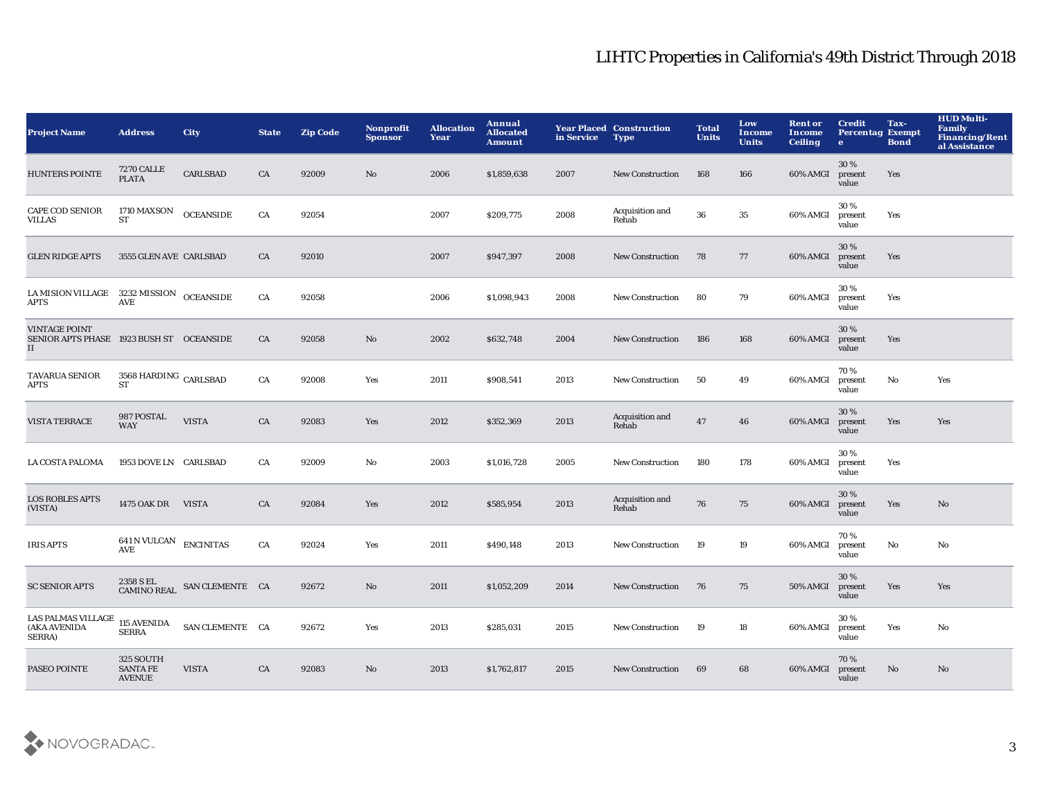# LIHTC Properties in California's 49th District Through 2018

| Project Name | Address | City | State | Zip Code | Nonprofit Sponsor | Allocation Year | Annual Allocated Amount | Year Placed in Service | Construction Type | Total Units | Low Income Units | Rent or Income Ceiling | Credit Percentage | Tax-Exempt Bond | HUD Multi-Family Financing/Rental Assistance |
|---|---|---|---|---|---|---|---|---|---|---|---|---|---|---|---|
| HUNTERS POINTE | 7270 CALLE PLATA | CARLSBAD | CA | 92009 | No | 2006 | $1,859,638 | 2007 | New Construction | 168 | 166 | 60% AMGI | 30 % present value | Yes | |
| CAPE COD SENIOR VILLAS | 1710 MAXSON ST | OCEANSIDE | CA | 92054 | | 2007 | $209,775 | 2008 | Acquisition and Rehab | 36 | 35 | 60% AMGI | 30 % present value | Yes | |
| GLEN RIDGE APTS | 3555 GLEN AVE | CARLSBAD | CA | 92010 | | 2007 | $947,397 | 2008 | New Construction | 78 | 77 | 60% AMGI | 30 % present value | Yes | |
| LA MISION VILLAGE APTS | 3232 MISSION AVE | OCEANSIDE | CA | 92058 | | 2006 | $1,098,943 | 2008 | New Construction | 80 | 79 | 60% AMGI | 30 % present value | Yes | |
| VINTAGE POINT SENIOR APTS PHASE II | 1923 BUSH ST | OCEANSIDE | CA | 92058 | No | 2002 | $632,748 | 2004 | New Construction | 186 | 168 | 60% AMGI | 30 % present value | Yes | |
| TAVARUA SENIOR APTS | 3568 HARDING ST | CARLSBAD | CA | 92008 | Yes | 2011 | $908,541 | 2013 | New Construction | 50 | 49 | 60% AMGI | 70 % present value | No | Yes |
| VISTA TERRACE | 987 POSTAL WAY | VISTA | CA | 92083 | Yes | 2012 | $352,369 | 2013 | Acquisition and Rehab | 47 | 46 | 60% AMGI | 30 % present value | Yes | Yes |
| LA COSTA PALOMA | 1953 DOVE LN | CARLSBAD | CA | 92009 | No | 2003 | $1,016,728 | 2005 | New Construction | 180 | 178 | 60% AMGI | 30 % present value | Yes | |
| LOS ROBLES APTS (VISTA) | 1475 OAK DR | VISTA | CA | 92084 | Yes | 2012 | $585,954 | 2013 | Acquisition and Rehab | 76 | 75 | 60% AMGI | 30 % present value | Yes | No |
| IRIS APTS | 641 N VULCAN AVE | ENCINITAS | CA | 92024 | Yes | 2011 | $490,148 | 2013 | New Construction | 19 | 19 | 60% AMGI | 70 % present value | No | No |
| SC SENIOR APTS | 2358 S EL CAMINO REAL | SAN CLEMENTE | CA | 92672 | No | 2011 | $1,052,209 | 2014 | New Construction | 76 | 75 | 50% AMGI | 30 % present value | Yes | Yes |
| LAS PALMAS VILLAGE (AKA AVENIDA SERRA) | 115 AVENIDA SERRA | SAN CLEMENTE | CA | 92672 | Yes | 2013 | $285,031 | 2015 | New Construction | 19 | 18 | 60% AMGI | 30 % present value | Yes | No |
| PASEO POINTE | 325 SOUTH SANTA FE AVENUE | VISTA | CA | 92083 | No | 2013 | $1,762,817 | 2015 | New Construction | 69 | 68 | 60% AMGI | 70 % present value | No | No |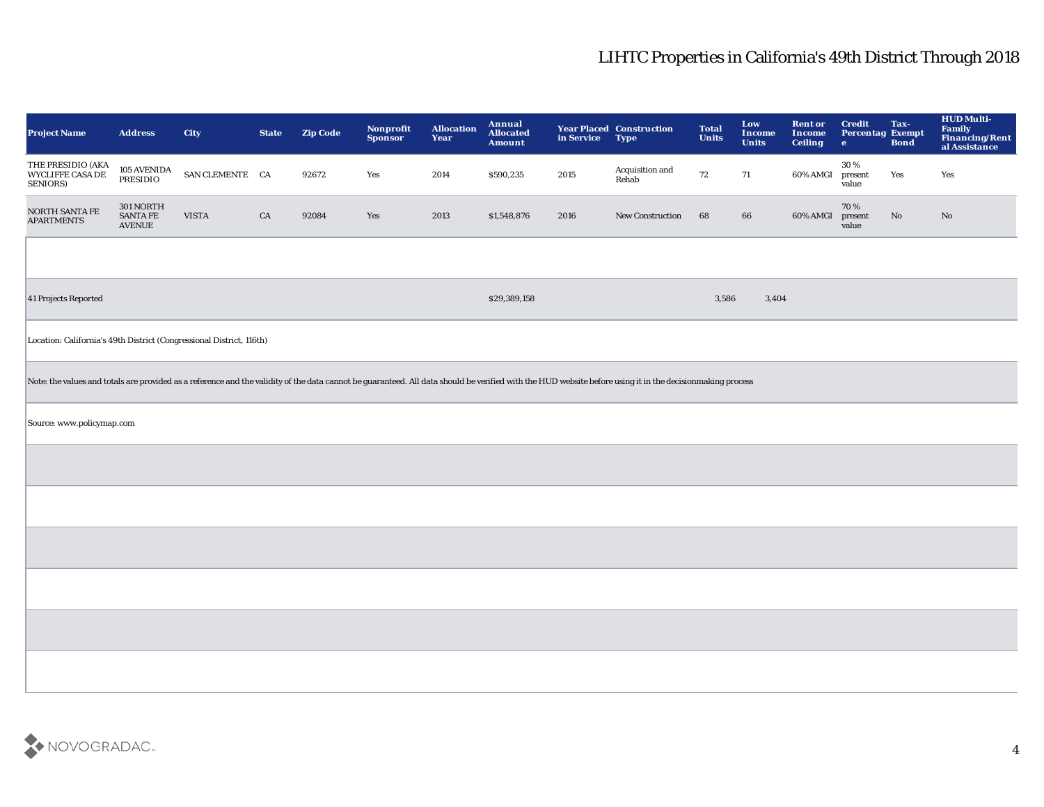| Project Name | Address | City | State | Zip Code | Nonprofit Sponsor | Allocation Year | Annual Allocated Amount | Year Placed in Service | Construction Type | Total Units | Low Income Units | Rent or Income Ceiling | Credit Percentage | Tax-Exempt Bond | HUD Multi-Family Financing/Rental Assistance |
|---|---|---|---|---|---|---|---|---|---|---|---|---|---|---|---|
| THE PRESIDIO (AKA WYCLIFFE CASA DE SENIORS) | 105 AVENIDA PRESIDIO | SAN CLEMENTE | CA | 92672 | Yes | 2014 | $590,235 | 2015 | Acquisition and Rehab | 72 | 71 | 60% AMGI | 30 % present value | Yes | Yes |
| NORTH SANTA FE APARTMENTS | 301 NORTH SANTA FE AVENUE | VISTA | CA | 92084 | Yes | 2013 | $1,548,876 | 2016 | New Construction | 68 | 66 | 60% AMGI | 70 % present value | No | No |
| | | | | | | | | | | | | | | | |
| 41 Projects Reported | | | | | | | $29,389,158 | | | 3,586 | 3,404 | | | | |

Location: California's 49th District (Congressional District, 116th)

Note: the values and totals are provided as a reference and the validity of the data cannot be guaranteed. All data should be verified with the HUD website before using it in the decisionmaking process

Source: www.policymap.com